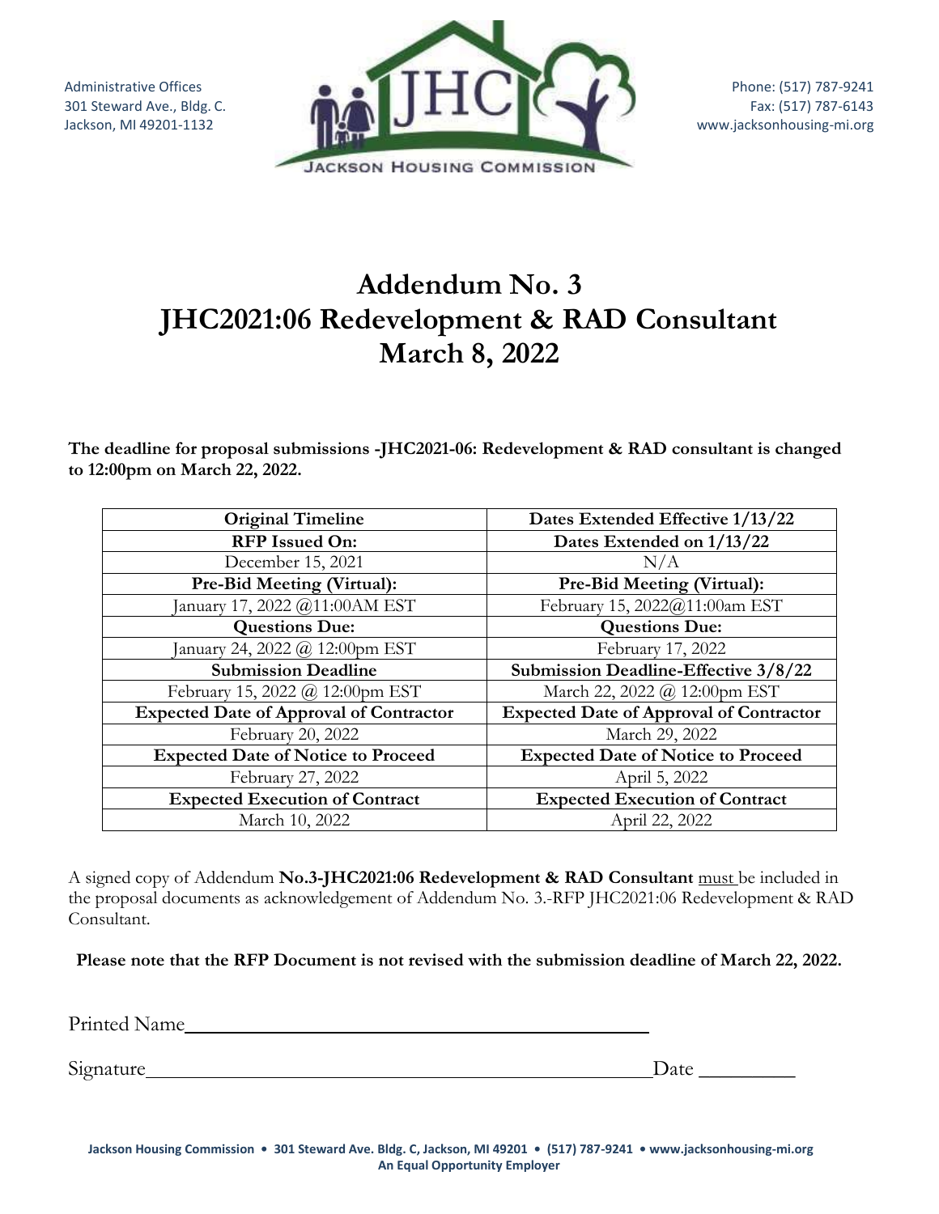Administrative Offices
301 Steward Ave., Bldg. C.
Jackson, MI 49201-1132

JACKSON HOUSING COMMISSION

Phone: (517) 787-9241
Fax: (517) 787-6143
www.jacksonhousing-mi.org

# Addendum No. 3
# JHC2021:06 Redevelopment & RAD Consultant
# March 8, 2022

**The deadline for proposal submissions -JHC2021-06: Redevelopment & RAD consultant is changed to 12:00pm on March 22, 2022.**

| Original Timeline | Dates Extended Effective 1/13/22 |
|---|---|
| **RFP Issued On:** | **Dates Extended on 1/13/22** |
| December 15, 2021 | N/A |
| **Pre-Bid Meeting (Virtual):** | **Pre-Bid Meeting (Virtual):** |
| January 17, 2022 @11:00AM EST | February 15, 2022@11:00am EST |
| **Questions Due:** | **Questions Due:** |
| January 24, 2022 @ 12:00pm EST | February 17, 2022 |
| **Submission Deadline** | **Submission Deadline-Effective 3/8/22** |
| February 15, 2022 @ 12:00pm EST | March 22, 2022 @ 12:00pm EST |
| **Expected Date of Approval of Contractor** | **Expected Date of Approval of Contractor** |
| February 20, 2022 | March 29, 2022 |
| **Expected Date of Notice to Proceed** | **Expected Date of Notice to Proceed** |
| February 27, 2022 | April 5, 2022 |
| **Expected Execution of Contract** | **Expected Execution of Contract** |
| March 10, 2022 | April 22, 2022 |

A signed copy of Addendum **No.3-JHC2021:06 Redevelopment & RAD Consultant** must be included in the proposal documents as acknowledgement of Addendum No. 3.-RFP JHC2021:06 Redevelopment & RAD Consultant.

**Please note that the RFP Document is not revised with the submission deadline of March 22, 2022.**

Printed Name_______________________________________________

Signature__________________________________________________Date _________

Jackson Housing Commission • 301 Steward Ave. Bldg. C, Jackson, MI 49201 • (517) 787-9241 • www.jacksonhousing-mi.org
An Equal Opportunity Employer